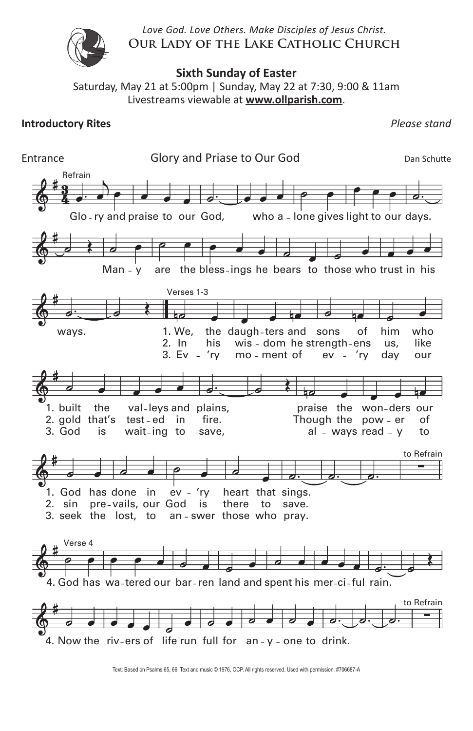*Love God. Love Others. Make Disciples of Jesus Christ.*

**Our Lady of the Lake Catholic Church**

## Sixth Sunday of Easter

Saturday, May 21 at 5:00pm | Sunday, May 22 at 7:30, 9:00 & 11am

Livestreams viewable at **www.ollparish.com**.

**Introductory Rites** *Please stand*

Entrance — Glory and Priase to Our God — Dan Schutte

Refrain

Glo-ry and praise to our God, who a-lone gives light to our days. Man-y are the bless-ings he bears to those who trust in his ways.

Verses 1-3

1. We, the daugh-ters and sons of him who built the val-leys and plains, praise the won-ders our God has done in ev-'ry heart that sings.
2. In his wis-dom he strength-ens us, like gold that's test-ed in fire. Though the pow-er of sin pre-vails, our God is there to save.
3. Ev-'ry mo-ment of ev-'ry day our God is wait-ing to save, al-ways read-y to seek the lost, to an-swer those who pray.

to Refrain

Verse 4

4. God has wa-tered our bar-ren land and spent his mer-ci-ful rain. Now the riv-ers of life run full for an-y-one to drink.

to Refrain

Text: Based on Psalms 65, 66. Text and music © 1976, OCP. All rights reserved. Used with permission. #706687-A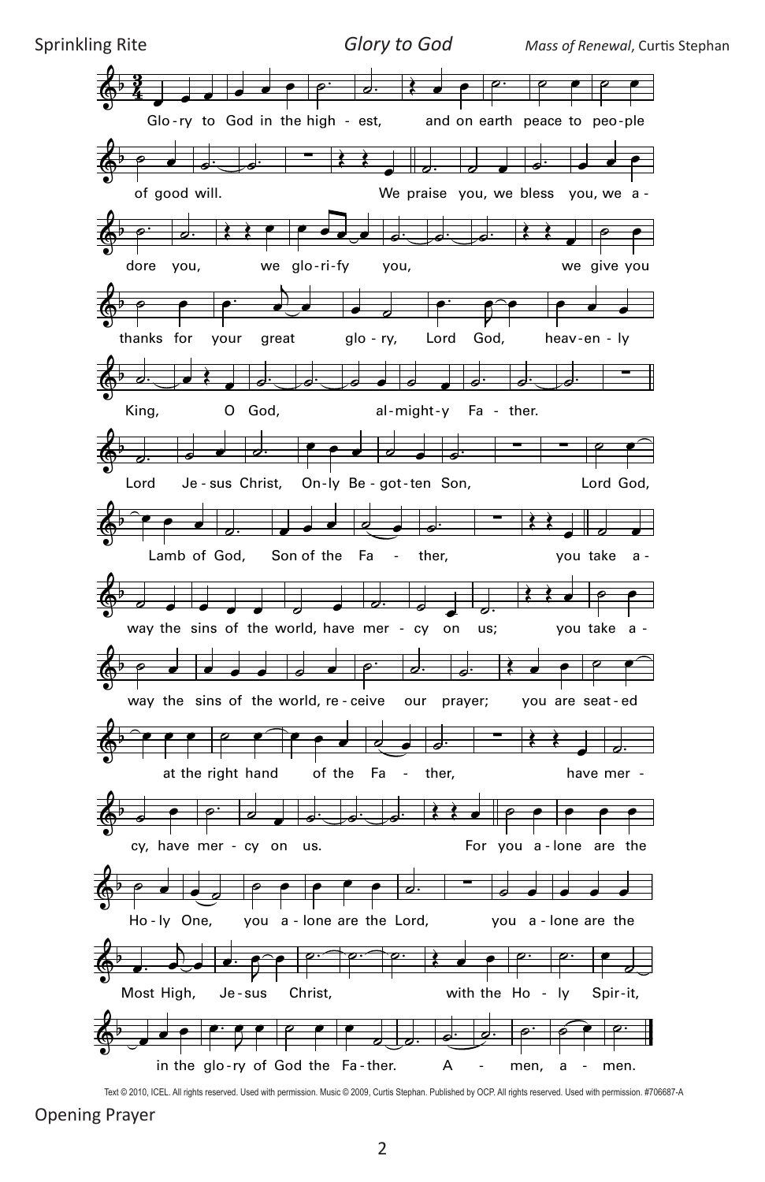Sprinkling Rite

## *Glory to God*

*Mass of Renewal*, Curtis Stephan

Glo-ry to God in the high - est, and on earth peace to peo-ple of good will.

We praise you, we bless you, we a - dore you, we glo-ri-fy you, we give you thanks for your great glo - ry, Lord God, heav-en - ly King, O God, al-might-y Fa - ther.

Lord Je - sus Christ, On-ly Be - got-ten Son, Lord God, Lamb of God, Son of the Fa - ther,

you take a - way the sins of the world, have mer - cy on us; you take a - way the sins of the world, re - ceive our prayer; you are seat-ed at the right hand of the Fa - ther, have mer - cy, have mer - cy on us.

For you a - lone are the Ho - ly One, you a - lone are the Lord, you a - lone are the Most High, Je - sus Christ, with the Ho - ly Spir-it, in the glo-ry of God the Fa-ther. A - men, a - men.

Text © 2010, ICEL. All rights reserved. Used with permission. Music © 2009, Curtis Stephan. Published by OCP. All rights reserved. Used with permission. #706687-A

Opening Prayer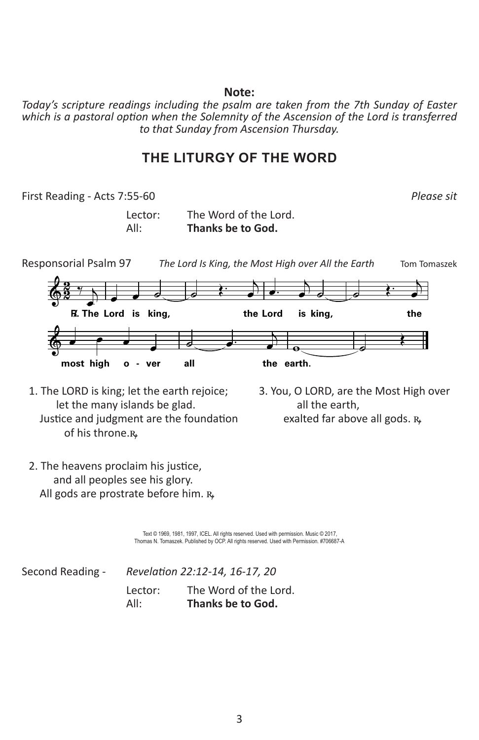**Note:**

*Today's scripture readings including the psalm are taken from the 7th Sunday of Easter which is a pastoral option when the Solemnity of the Ascension of the Lord is transferred to that Sunday from Ascension Thursday.*

## THE LITURGY OF THE WORD

First Reading - Acts 7:55-60 *Please sit*

Lector: The Word of the Lord.
All: **Thanks be to God.**

Responsorial Psalm 97 *The Lord Is King, the Most High over All the Earth* Tom Tomaszek

**℟. The Lord is king, the Lord is king, the most high o - ver all the earth.**

1. The LORD is king; let the earth rejoice;
   let the many islands be glad.
   Justice and judgment are the foundation
   of his throne. ℟

2. The heavens proclaim his justice,
   and all peoples see his glory.
   All gods are prostrate before him. ℟

3. You, O LORD, are the Most High over
   all the earth,
   exalted far above all gods. ℟

Text © 1969, 1981, 1997, ICEL. All rights reserved. Used with permission. Music © 2017, Thomas N. Tomaszek. Published by OCP. All rights reserved. Used with Permission. #706687-A

Second Reading - *Revelation 22:12-14, 16-17, 20*

Lector: The Word of the Lord.
All: **Thanks be to God.**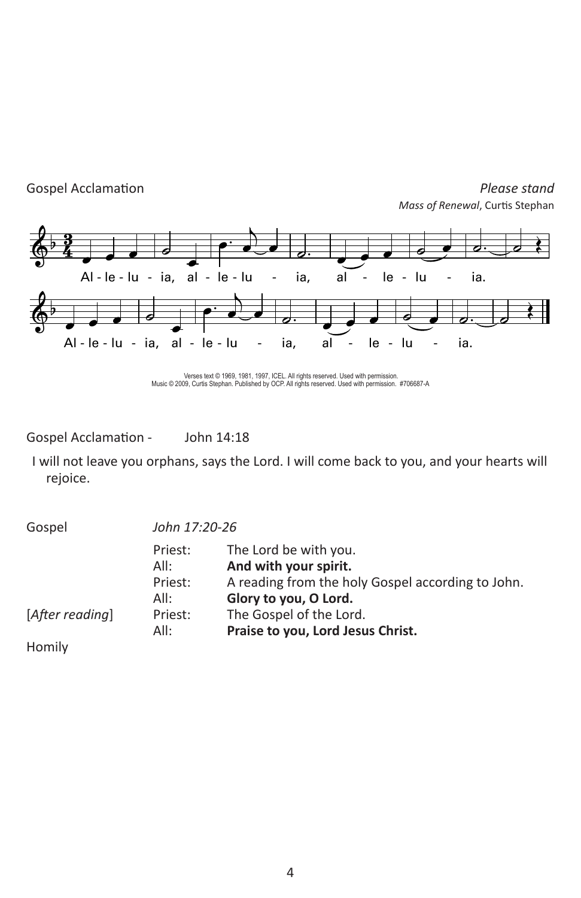Gospel Acclamation *Please stand*

*Mass of Renewal*, Curtis Stephan

Al - le - lu - ia, al - le - lu - ia, al - le - lu - ia.

Al - le - lu - ia, al - le - lu - ia, al - le - lu - ia.

Verses text © 1969, 1981, 1997, ICEL. All rights reserved. Used with permission.
Music © 2009, Curtis Stephan. Published by OCP. All rights reserved. Used with permission. #706687-A

Gospel Acclamation - John 14:18

I will not leave you orphans, says the Lord. I will come back to you, and your hearts will rejoice.

Gospel *John 17:20-26*

| | | |
|---|---|---|
| | Priest: | The Lord be with you. |
| | All: | **And with your spirit.** |
| | Priest: | A reading from the holy Gospel according to John. |
| | All: | **Glory to you, O Lord.** |
| [*After reading*] | Priest: | The Gospel of the Lord. |
| | All: | **Praise to you, Lord Jesus Christ.** |

Homily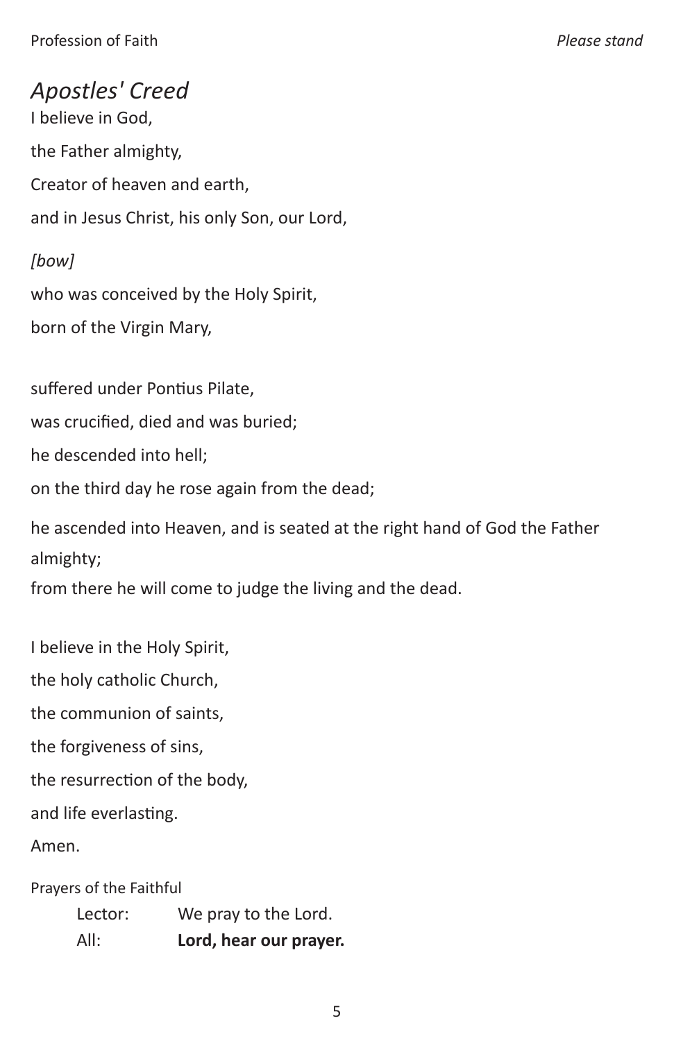Profession of Faith *Please stand*

## *Apostles' Creed*

I believe in God,

the Father almighty,

Creator of heaven and earth,

and in Jesus Christ, his only Son, our Lord,

*[bow]*

who was conceived by the Holy Spirit,

born of the Virgin Mary,

suffered under Pontius Pilate,

was crucified, died and was buried;

he descended into hell;

on the third day he rose again from the dead;

he ascended into Heaven, and is seated at the right hand of God the Father almighty;

from there he will come to judge the living and the dead.

I believe in the Holy Spirit,

the holy catholic Church,

the communion of saints,

the forgiveness of sins,

the resurrection of the body,

and life everlasting.

Amen.

Prayers of the Faithful

Lector: We pray to the Lord.

All: **Lord, hear our prayer.**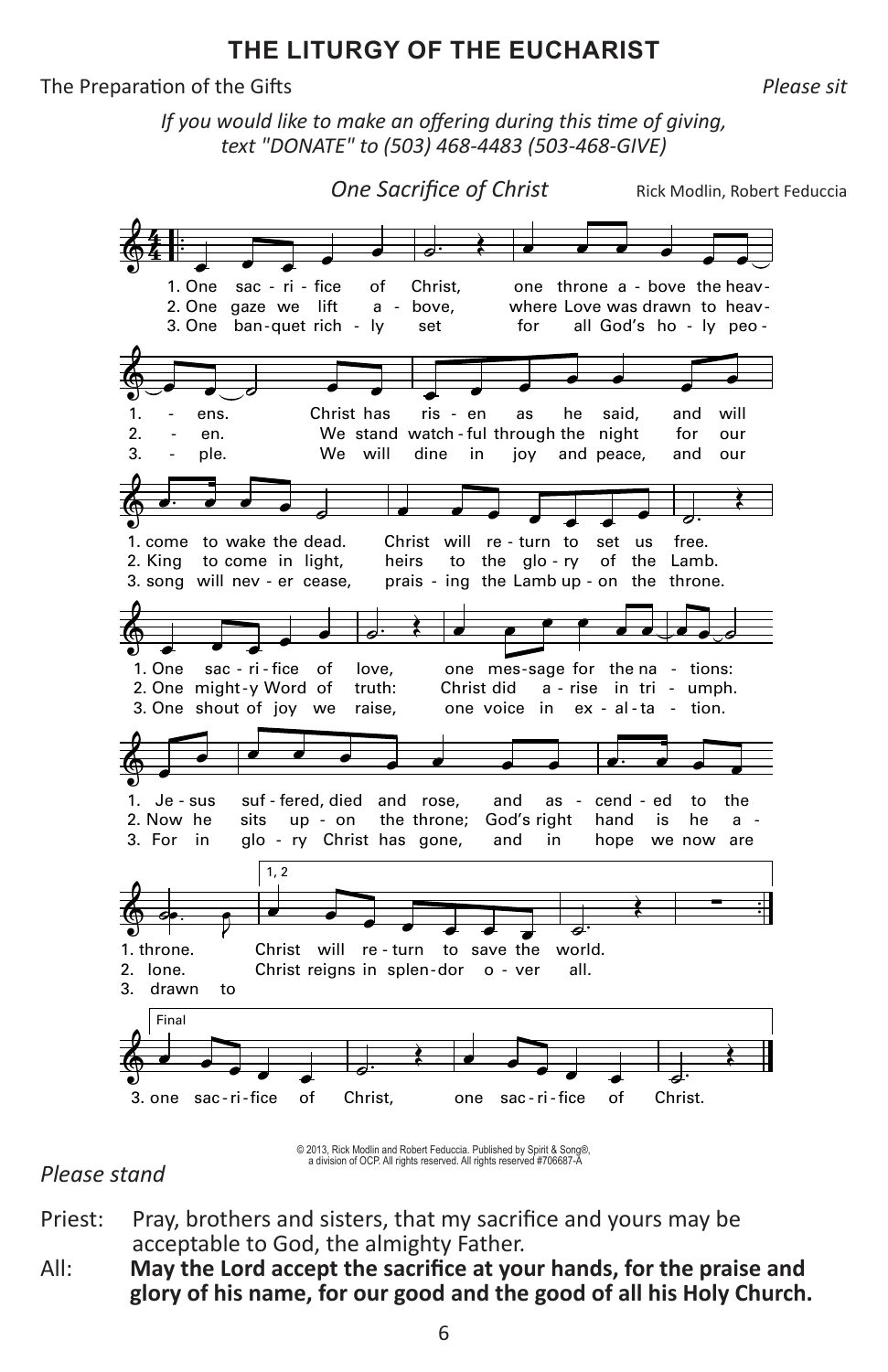## THE LITURGY OF THE EUCHARIST

The Preparation of the Gifts *Please sit*

*If you would like to make an offering during this time of giving, text "DONATE" to (503) 468-4483 (503-468-GIVE)*

*One Sacrifice of Christ* Rick Modlin, Robert Feduccia

1. One sacrifice of Christ, one throne above the heavens. Christ has risen as he said, and will come to wake the dead. Christ will return to set us free. One sacrifice of love, one message for the nations: Jesus suffered, died and rose, and ascended to the throne. Christ will return to save the world.

2. One gaze we lift above, where Love was drawn to heaven. We stand watchful through the night for our King to come in light, heirs to the glory of the Lamb. One mighty Word of truth: Christ did arise in triumph. Now he sits upon the throne; God's right hand is he alone. Christ reigns in splendor over all.

3. One banquet richly set for all God's holy people. We will dine in joy and peace, and our song will never cease, praising the Lamb upon the throne. One shout of joy we raise, one voice in exaltation. For in glory Christ has gone, and in hope we now are drawn to one sacrifice of Christ, one sacrifice of Christ.

© 2013, Rick Modlin and Robert Feduccia. Published by Spirit & Song®, a division of OCP. All rights reserved. All rights reserved #706687-A

*Please stand*

Priest: Pray, brothers and sisters, that my sacrifice and yours may be acceptable to God, the almighty Father.

All: **May the Lord accept the sacrifice at your hands, for the praise and glory of his name, for our good and the good of all his Holy Church.**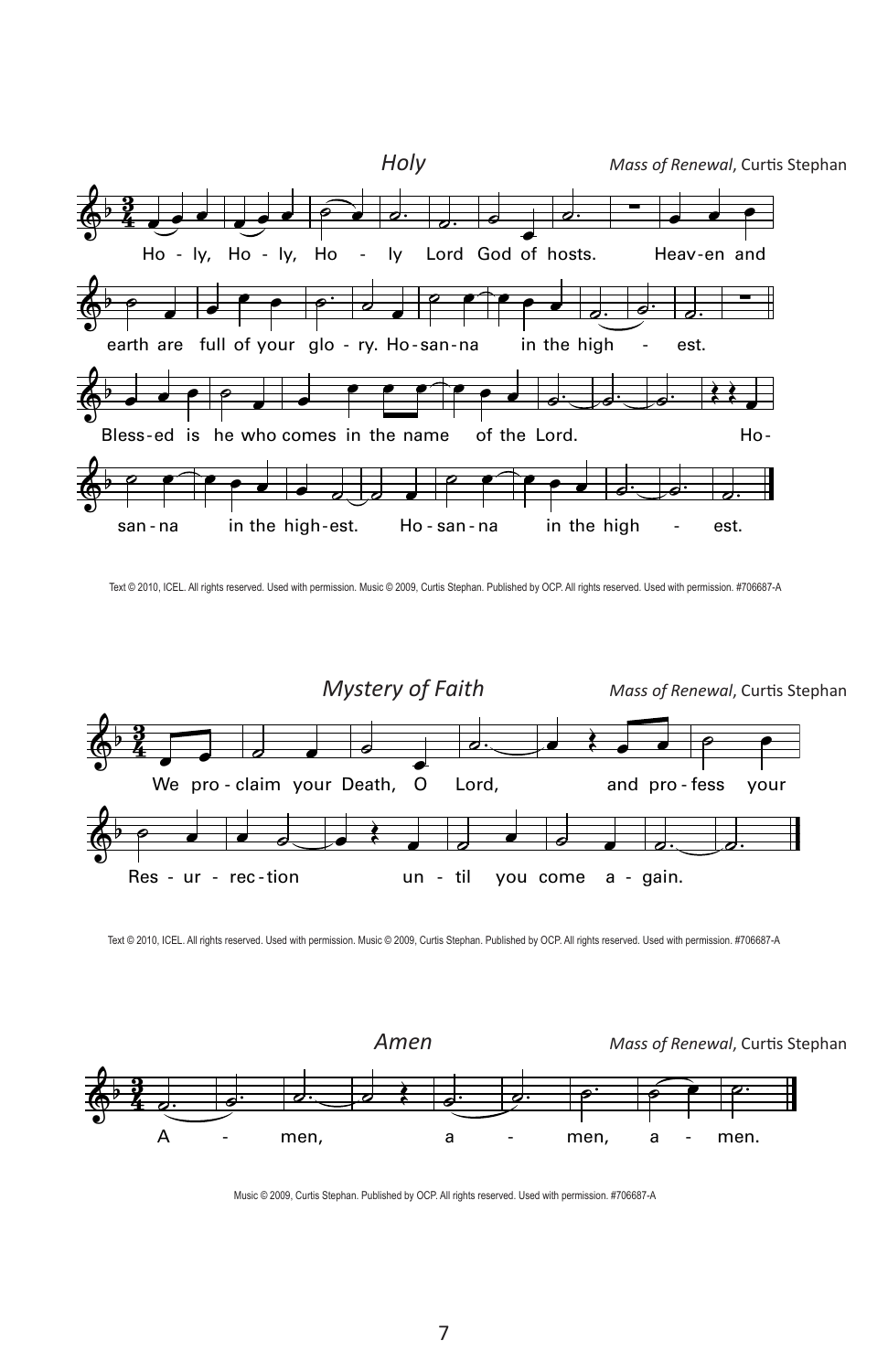## *Holy*

*Mass of Renewal*, Curtis Stephan

Holy, Holy, Holy Lord God of hosts. Heaven and earth are full of your glory. Hosanna in the highest. Blessed is he who comes in the name of the Lord. Hosanna in the highest. Hosanna in the highest.

Text © 2010, ICEL. All rights reserved. Used with permission. Music © 2009, Curtis Stephan. Published by OCP. All rights reserved. Used with permission. #706687-A

## *Mystery of Faith*

*Mass of Renewal*, Curtis Stephan

We proclaim your Death, O Lord, and profess your Resurrection until you come again.

Text © 2010, ICEL. All rights reserved. Used with permission. Music © 2009, Curtis Stephan. Published by OCP. All rights reserved. Used with permission. #706687-A

## *Amen*

*Mass of Renewal*, Curtis Stephan

Amen, amen, amen.

Music © 2009, Curtis Stephan. Published by OCP. All rights reserved. Used with permission. #706687-A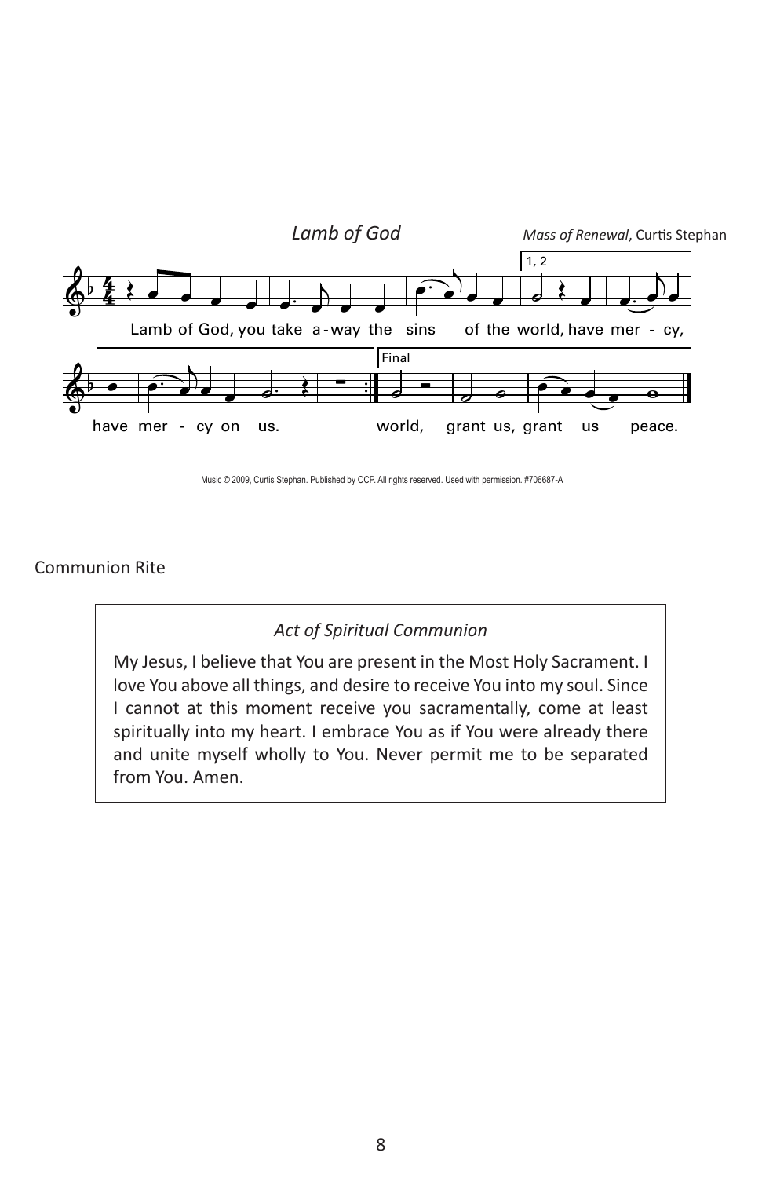*Lamb of God*

*Mass of Renewal*, Curtis Stephan

Lamb of God, you take a-way the sins of the world, have mer - cy, have mer - cy on us.

Final: world, grant us, grant us peace.

Music © 2009, Curtis Stephan. Published by OCP. All rights reserved. Used with permission. #706687-A

Communion Rite

*Act of Spiritual Communion*

My Jesus, I believe that You are present in the Most Holy Sacrament. I love You above all things, and desire to receive You into my soul. Since I cannot at this moment receive you sacramentally, come at least spiritually into my heart. I embrace You as if You were already there and unite myself wholly to You. Never permit me to be separated from You. Amen.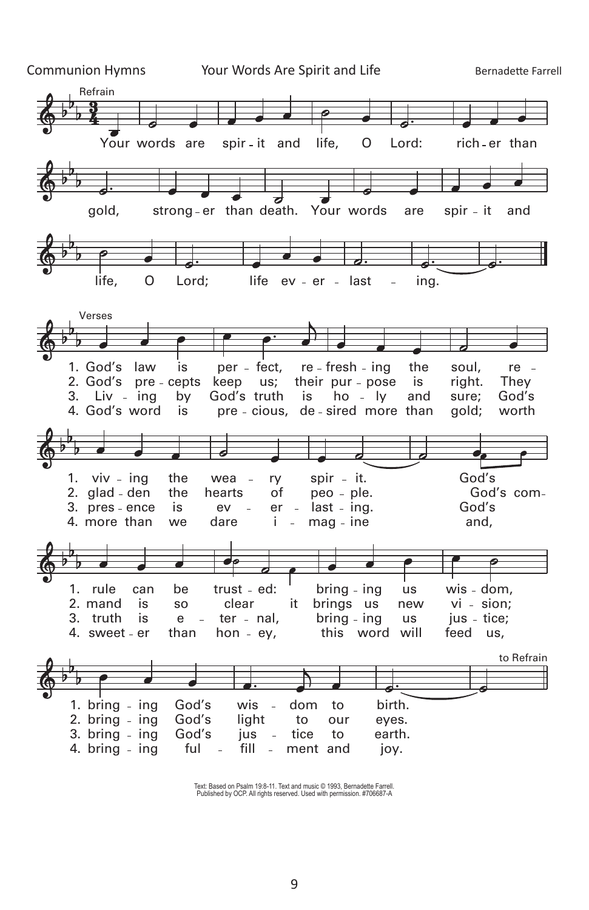Communion Hymns

# Your Words Are Spirit and Life

Bernadette Farrell

**Refrain**

Your words are spirit and life, O Lord: richer than gold, stronger than death. Your words are spirit and life, O Lord; life everlasting.

**Verses**

1. God's law is perfect, refreshing the soul, reviving the weary spirit. God's rule can be trusted: bringing us wisdom, bringing God's wisdom to birth.
2. God's precepts keep us; their purpose is right. They gladden the hearts of people. God's command is so clear it brings us new vision; bringing God's light to our eyes.
3. Living by God's truth is holy and sure; God's presence is everlasting. God's truth is eternal, bringing us justice; bringing God's justice to earth.
4. God's word is precious, desired more than gold; worth more than we dare imagine and, sweeter than honey, this word will feed us, bringing fulfillment and joy.

to Refrain

Text: Based on Psalm 19:8-11. Text and music © 1993, Bernadette Farrell. Published by OCP. All rights reserved. Used with permission. #706687-A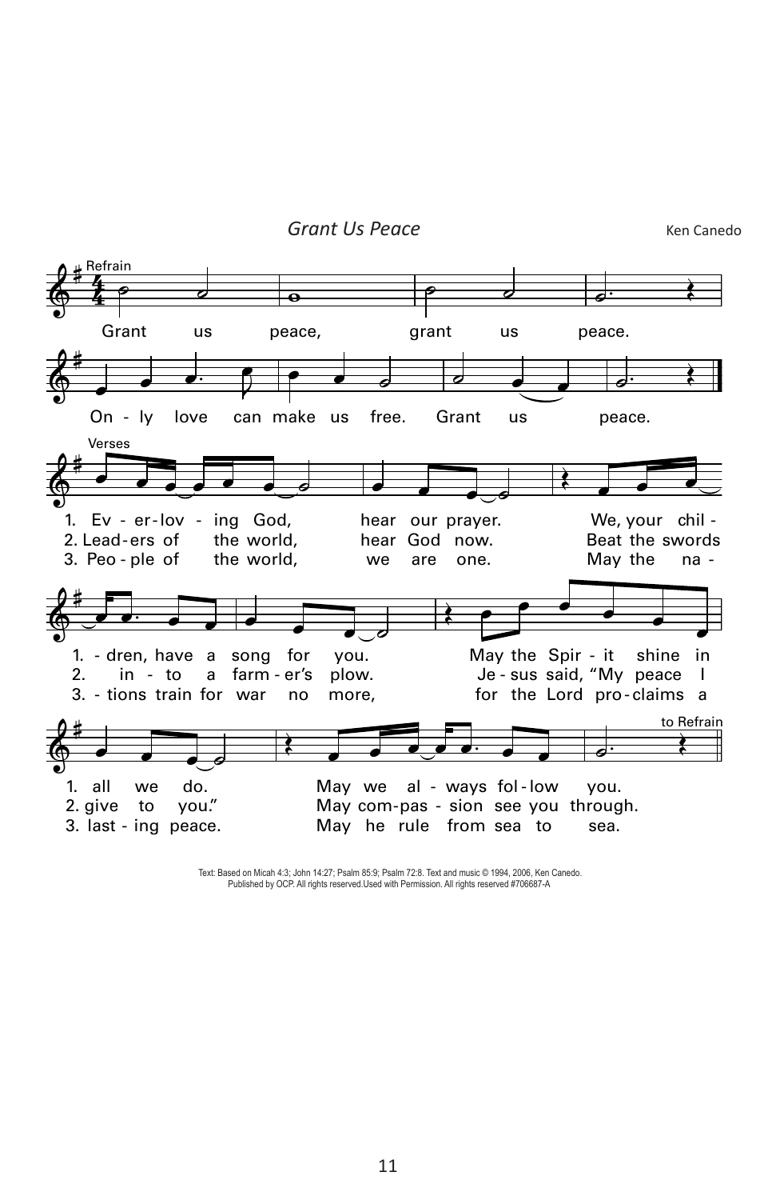## *Grant Us Peace*

Ken Canedo

**Refrain**

Grant us peace, grant us peace.
Only love can make us free. Grant us peace.

**Verses**

1. Ever-loving God, hear our prayer. We, your children, have a song for you. May the Spirit shine in all we do. May we always follow you.

2. Leaders of the world, hear God now. Beat the swords into a farmer's plow. Jesus said, "My peace I give to you." May compassion see you through.

3. People of the world, we are one. May the nations train for war no more, for the Lord proclaims a lasting peace. May he rule from sea to sea.

*to Refrain*

Text: Based on Micah 4:3; John 14:27; Psalm 85:9; Psalm 72:8. Text and music © 1994, 2006, Ken Canedo. Published by OCP. All rights reserved.Used with Permission. All rights reserved #706687-A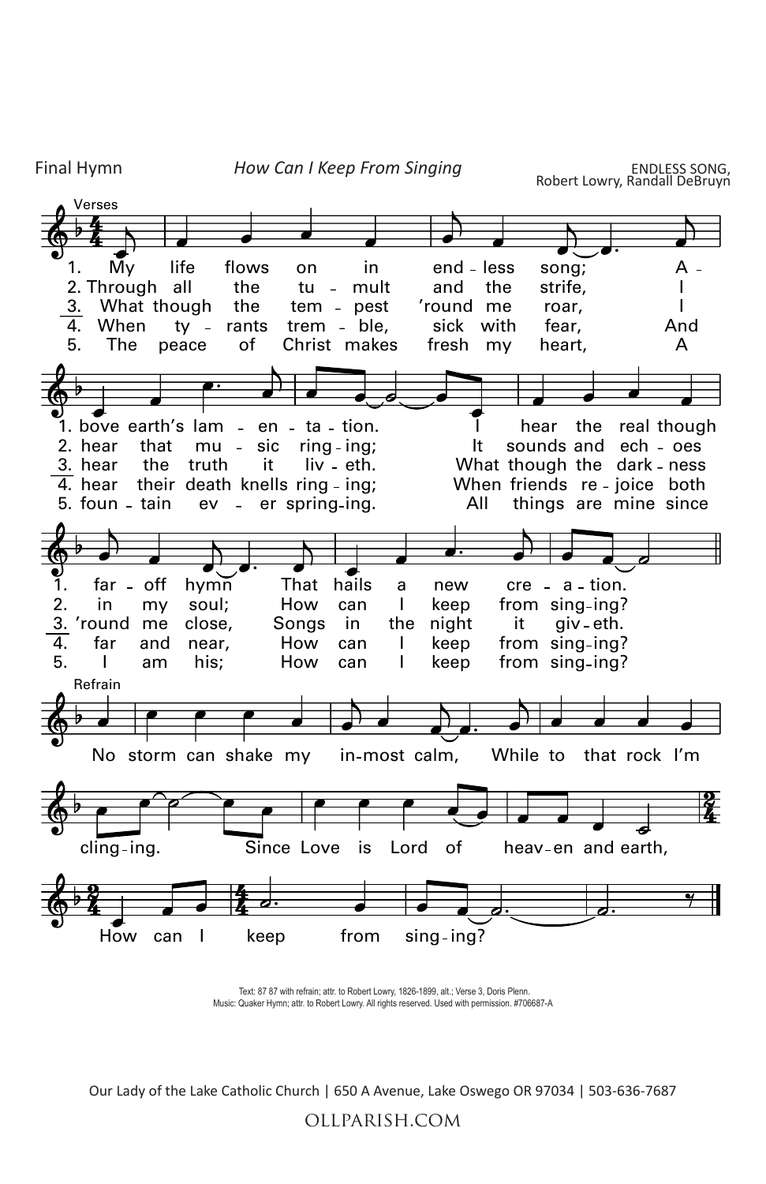Final Hymn *How Can I Keep From Singing* ENDLESS SONG, Robert Lowry, Randall DeBruyn

**Verses**

1. My life flows on in endless song; Above earth's lamentation. I hear the real though far-off hymn That hails a new creation.
2. Through all the tumult and the strife, I hear that music ringing; It sounds and echoes in my soul; How can I keep from singing?
3. What though the tempest 'round me roar, I hear the truth it liveth. What though the darkness 'round me close, Songs in the night it giveth.
4. When tyrants tremble, sick with fear, And hear their death knells ringing; When friends rejoice both far and near, How can I keep from singing?
5. The peace of Christ makes fresh my heart, A fountain ever springing. All things are mine since I am his; How can I keep from singing?

**Refrain**

No storm can shake my inmost calm, While to that rock I'm clinging. Since Love is Lord of heaven and earth, How can I keep from singing?

Text: 87 87 with refrain; attr. to Robert Lowry, 1826-1899, alt.; Verse 3, Doris Plenn.
Music: Quaker Hymn; attr. to Robert Lowry. All rights reserved. Used with permission. #706687-A